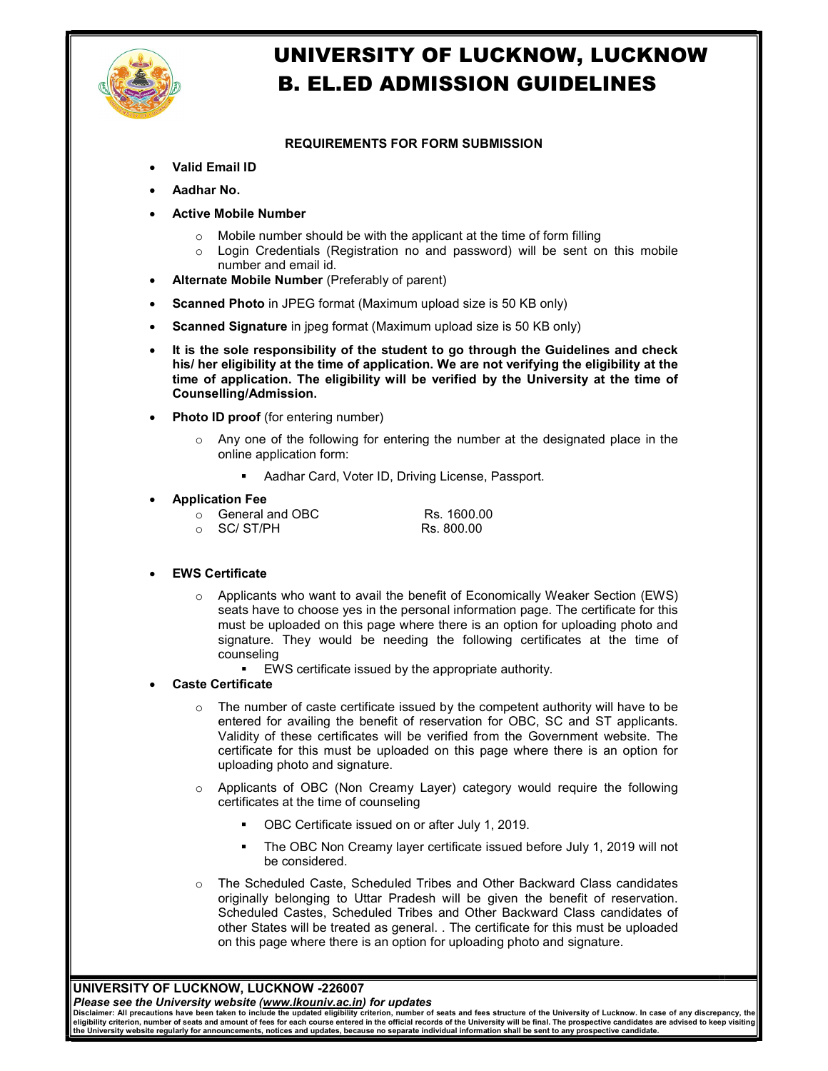# UNIVERSITY OF LUCKNOW, LUCKNOW
# B. EL.ED ADMISSION GUIDELINES

### REQUIREMENTS FOR FORM SUBMISSION

- **Valid Email ID**
- **Aadhar No.**
- **Active Mobile Number**
  - Mobile number should be with the applicant at the time of form filling
  - Login Credentials (Registration no and password) will be sent on this mobile number and email id.
- **Alternate Mobile Number** (Preferably of parent)
- **Scanned Photo** in JPEG format (Maximum upload size is 50 KB only)
- **Scanned Signature** in jpeg format (Maximum upload size is 50 KB only)
- **It is the sole responsibility of the student to go through the Guidelines and check his/ her eligibility at the time of application. We are not verifying the eligibility at the time of application. The eligibility will be verified by the University at the time of Counselling/Admission.**
- **Photo ID proof** (for entering number)
  - Any one of the following for entering the number at the designated place in the online application form:
    - Aadhar Card, Voter ID, Driving License, Passport.
- **Application Fee**
  - General and OBC Rs. 1600.00
  - SC/ ST/PH Rs. 800.00
- **EWS Certificate**
  - Applicants who want to avail the benefit of Economically Weaker Section (EWS) seats have to choose yes in the personal information page. The certificate for this must be uploaded on this page where there is an option for uploading photo and signature. They would be needing the following certificates at the time of counseling
    - EWS certificate issued by the appropriate authority.
- **Caste Certificate**
  - The number of caste certificate issued by the competent authority will have to be entered for availing the benefit of reservation for OBC, SC and ST applicants. Validity of these certificates will be verified from the Government website. The certificate for this must be uploaded on this page where there is an option for uploading photo and signature.
  - Applicants of OBC (Non Creamy Layer) category would require the following certificates at the time of counseling
    - OBC Certificate issued on or after July 1, 2019.
    - The OBC Non Creamy layer certificate issued before July 1, 2019 will not be considered.
  - The Scheduled Caste, Scheduled Tribes and Other Backward Class candidates originally belonging to Uttar Pradesh will be given the benefit of reservation. Scheduled Castes, Scheduled Tribes and Other Backward Class candidates of other States will be treated as general. . The certificate for this must be uploaded on this page where there is an option for uploading photo and signature.

**UNIVERSITY OF LUCKNOW, LUCKNOW -226007**

***Please see the University website (www.lkouniv.ac.in) for updates***

**Disclaimer: All precautions have been taken to include the updated eligibility criterion, number of seats and fees structure of the University of Lucknow. In case of any discrepancy, the eligibility criterion, number of seats and amount of fees for each course entered in the official records of the University will be final. The prospective candidates are advised to keep visiting the University website regularly for announcements, notices and updates, because no separate individual information shall be sent to any prospective candidate.**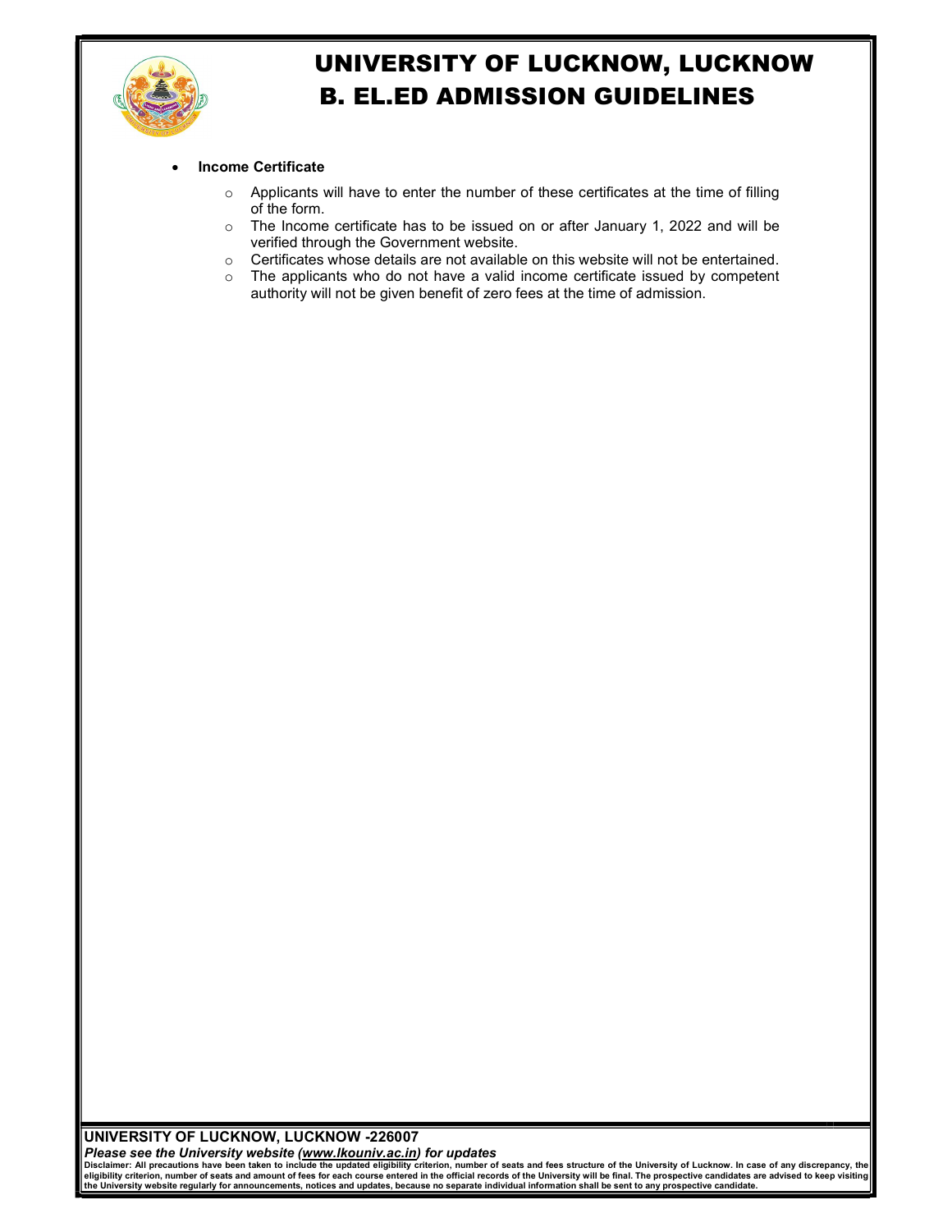- **Income Certificate**
  - Applicants will have to enter the number of these certificates at the time of filling of the form.
  - The Income certificate has to be issued on or after January 1, 2022 and will be verified through the Government website.
  - Certificates whose details are not available on this website will not be entertained.
  - The applicants who do not have a valid income certificate issued by competent authority will not be given benefit of zero fees at the time of admission.